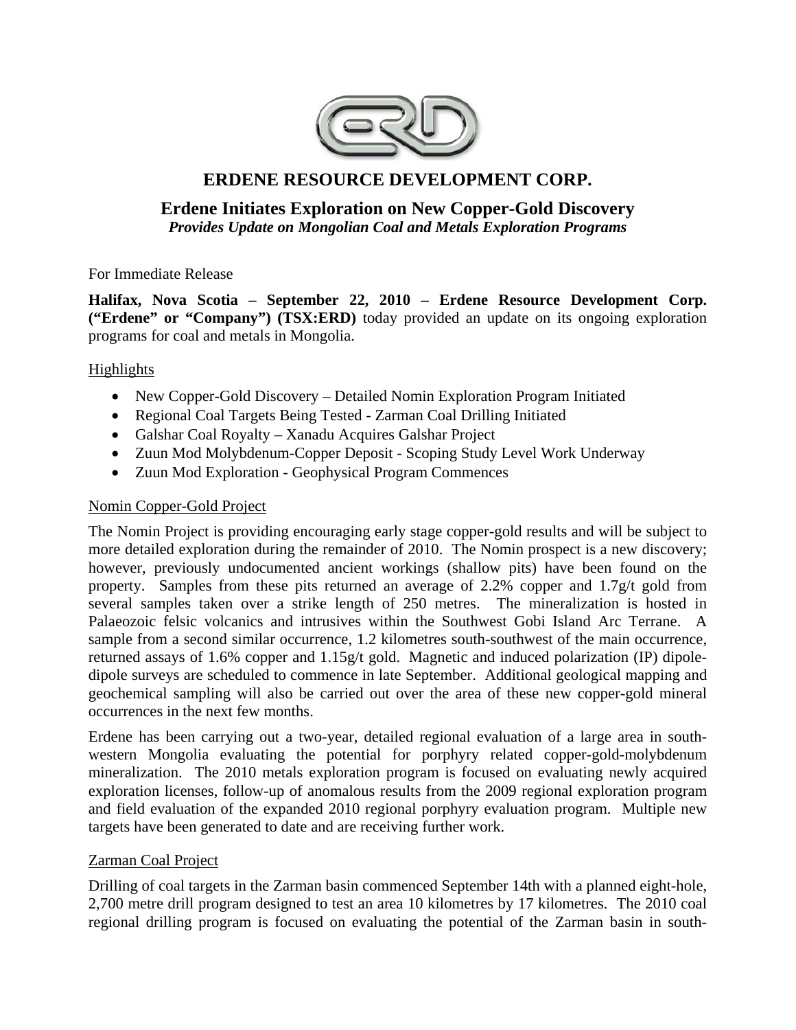# ERDENE RESOURCE DEVELOPMENT CORP.

## Erdene Initiates Exploration on New Copper-Gold Discovery

***Provides Update on Mongolian Coal and Metals Exploration Programs***

For Immediate Release

**Halifax, Nova Scotia – September 22, 2010 – Erdene Resource Development Corp. ("Erdene" or "Company") (TSX:ERD)** today provided an update on its ongoing exploration programs for coal and metals in Mongolia.

Highlights

- New Copper-Gold Discovery – Detailed Nomin Exploration Program Initiated
- Regional Coal Targets Being Tested - Zarman Coal Drilling Initiated
- Galshar Coal Royalty – Xanadu Acquires Galshar Project
- Zuun Mod Molybdenum-Copper Deposit - Scoping Study Level Work Underway
- Zuun Mod Exploration - Geophysical Program Commences

Nomin Copper-Gold Project

The Nomin Project is providing encouraging early stage copper-gold results and will be subject to more detailed exploration during the remainder of 2010. The Nomin prospect is a new discovery; however, previously undocumented ancient workings (shallow pits) have been found on the property. Samples from these pits returned an average of 2.2% copper and 1.7g/t gold from several samples taken over a strike length of 250 metres. The mineralization is hosted in Palaeozoic felsic volcanics and intrusives within the Southwest Gobi Island Arc Terrane. A sample from a second similar occurrence, 1.2 kilometres south-southwest of the main occurrence, returned assays of 1.6% copper and 1.15g/t gold. Magnetic and induced polarization (IP) dipole-dipole surveys are scheduled to commence in late September. Additional geological mapping and geochemical sampling will also be carried out over the area of these new copper-gold mineral occurrences in the next few months.

Erdene has been carrying out a two-year, detailed regional evaluation of a large area in south-western Mongolia evaluating the potential for porphyry related copper-gold-molybdenum mineralization. The 2010 metals exploration program is focused on evaluating newly acquired exploration licenses, follow-up of anomalous results from the 2009 regional exploration program and field evaluation of the expanded 2010 regional porphyry evaluation program. Multiple new targets have been generated to date and are receiving further work.

Zarman Coal Project

Drilling of coal targets in the Zarman basin commenced September 14th with a planned eight-hole, 2,700 metre drill program designed to test an area 10 kilometres by 17 kilometres. The 2010 coal regional drilling program is focused on evaluating the potential of the Zarman basin in south-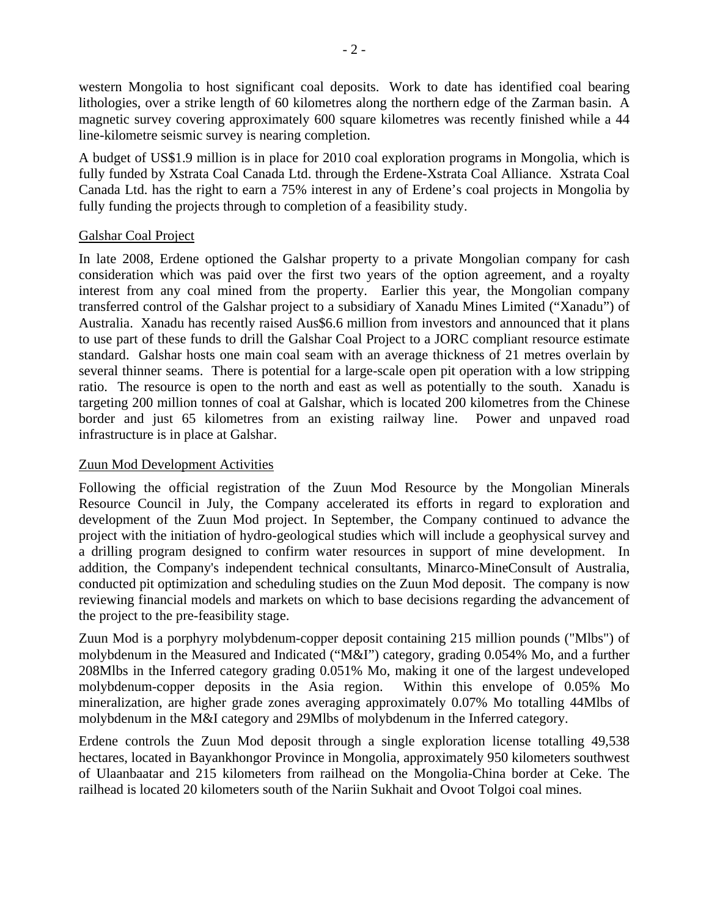western Mongolia to host significant coal deposits. Work to date has identified coal bearing lithologies, over a strike length of 60 kilometres along the northern edge of the Zarman basin. A magnetic survey covering approximately 600 square kilometres was recently finished while a 44 line-kilometre seismic survey is nearing completion.

A budget of US$1.9 million is in place for 2010 coal exploration programs in Mongolia, which is fully funded by Xstrata Coal Canada Ltd. through the Erdene-Xstrata Coal Alliance. Xstrata Coal Canada Ltd. has the right to earn a 75% interest in any of Erdene's coal projects in Mongolia by fully funding the projects through to completion of a feasibility study.

Galshar Coal Project

In late 2008, Erdene optioned the Galshar property to a private Mongolian company for cash consideration which was paid over the first two years of the option agreement, and a royalty interest from any coal mined from the property. Earlier this year, the Mongolian company transferred control of the Galshar project to a subsidiary of Xanadu Mines Limited ("Xanadu") of Australia. Xanadu has recently raised Aus$6.6 million from investors and announced that it plans to use part of these funds to drill the Galshar Coal Project to a JORC compliant resource estimate standard. Galshar hosts one main coal seam with an average thickness of 21 metres overlain by several thinner seams. There is potential for a large-scale open pit operation with a low stripping ratio. The resource is open to the north and east as well as potentially to the south. Xanadu is targeting 200 million tonnes of coal at Galshar, which is located 200 kilometres from the Chinese border and just 65 kilometres from an existing railway line. Power and unpaved road infrastructure is in place at Galshar.

Zuun Mod Development Activities

Following the official registration of the Zuun Mod Resource by the Mongolian Minerals Resource Council in July, the Company accelerated its efforts in regard to exploration and development of the Zuun Mod project. In September, the Company continued to advance the project with the initiation of hydro-geological studies which will include a geophysical survey and a drilling program designed to confirm water resources in support of mine development. In addition, the Company's independent technical consultants, Minarco-MineConsult of Australia, conducted pit optimization and scheduling studies on the Zuun Mod deposit. The company is now reviewing financial models and markets on which to base decisions regarding the advancement of the project to the pre-feasibility stage.

Zuun Mod is a porphyry molybdenum-copper deposit containing 215 million pounds ("Mlbs") of molybdenum in the Measured and Indicated ("M&I") category, grading 0.054% Mo, and a further 208Mlbs in the Inferred category grading 0.051% Mo, making it one of the largest undeveloped molybdenum-copper deposits in the Asia region. Within this envelope of 0.05% Mo mineralization, are higher grade zones averaging approximately 0.07% Mo totalling 44Mlbs of molybdenum in the M&I category and 29Mlbs of molybdenum in the Inferred category.

Erdene controls the Zuun Mod deposit through a single exploration license totalling 49,538 hectares, located in Bayankhongor Province in Mongolia, approximately 950 kilometers southwest of Ulaanbaatar and 215 kilometers from railhead on the Mongolia-China border at Ceke. The railhead is located 20 kilometers south of the Nariin Sukhait and Ovoot Tolgoi coal mines.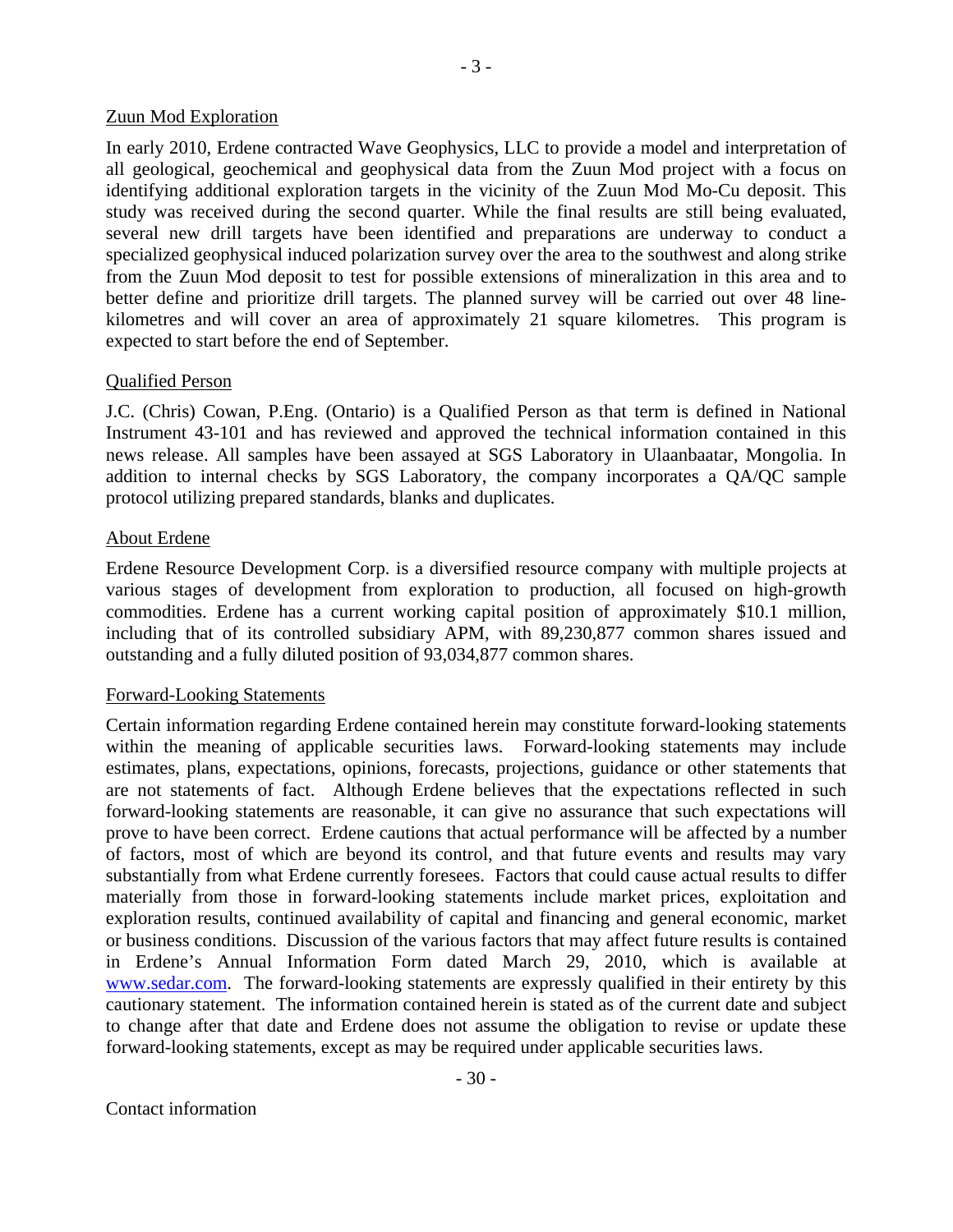## Zuun Mod Exploration

In early 2010, Erdene contracted Wave Geophysics, LLC to provide a model and interpretation of all geological, geochemical and geophysical data from the Zuun Mod project with a focus on identifying additional exploration targets in the vicinity of the Zuun Mod Mo-Cu deposit. This study was received during the second quarter. While the final results are still being evaluated, several new drill targets have been identified and preparations are underway to conduct a specialized geophysical induced polarization survey over the area to the southwest and along strike from the Zuun Mod deposit to test for possible extensions of mineralization in this area and to better define and prioritize drill targets. The planned survey will be carried out over 48 line-kilometres and will cover an area of approximately 21 square kilometres. This program is expected to start before the end of September.

## Qualified Person

J.C. (Chris) Cowan, P.Eng. (Ontario) is a Qualified Person as that term is defined in National Instrument 43-101 and has reviewed and approved the technical information contained in this news release. All samples have been assayed at SGS Laboratory in Ulaanbaatar, Mongolia. In addition to internal checks by SGS Laboratory, the company incorporates a QA/QC sample protocol utilizing prepared standards, blanks and duplicates.

## About Erdene

Erdene Resource Development Corp. is a diversified resource company with multiple projects at various stages of development from exploration to production, all focused on high-growth commodities. Erdene has a current working capital position of approximately $10.1 million, including that of its controlled subsidiary APM, with 89,230,877 common shares issued and outstanding and a fully diluted position of 93,034,877 common shares.

## Forward-Looking Statements

Certain information regarding Erdene contained herein may constitute forward-looking statements within the meaning of applicable securities laws. Forward-looking statements may include estimates, plans, expectations, opinions, forecasts, projections, guidance or other statements that are not statements of fact. Although Erdene believes that the expectations reflected in such forward-looking statements are reasonable, it can give no assurance that such expectations will prove to have been correct. Erdene cautions that actual performance will be affected by a number of factors, most of which are beyond its control, and that future events and results may vary substantially from what Erdene currently foresees. Factors that could cause actual results to differ materially from those in forward-looking statements include market prices, exploitation and exploration results, continued availability of capital and financing and general economic, market or business conditions. Discussion of the various factors that may affect future results is contained in Erdene's Annual Information Form dated March 29, 2010, which is available at www.sedar.com. The forward-looking statements are expressly qualified in their entirety by this cautionary statement. The information contained herein is stated as of the current date and subject to change after that date and Erdene does not assume the obligation to revise or update these forward-looking statements, except as may be required under applicable securities laws.

- 30 -

Contact information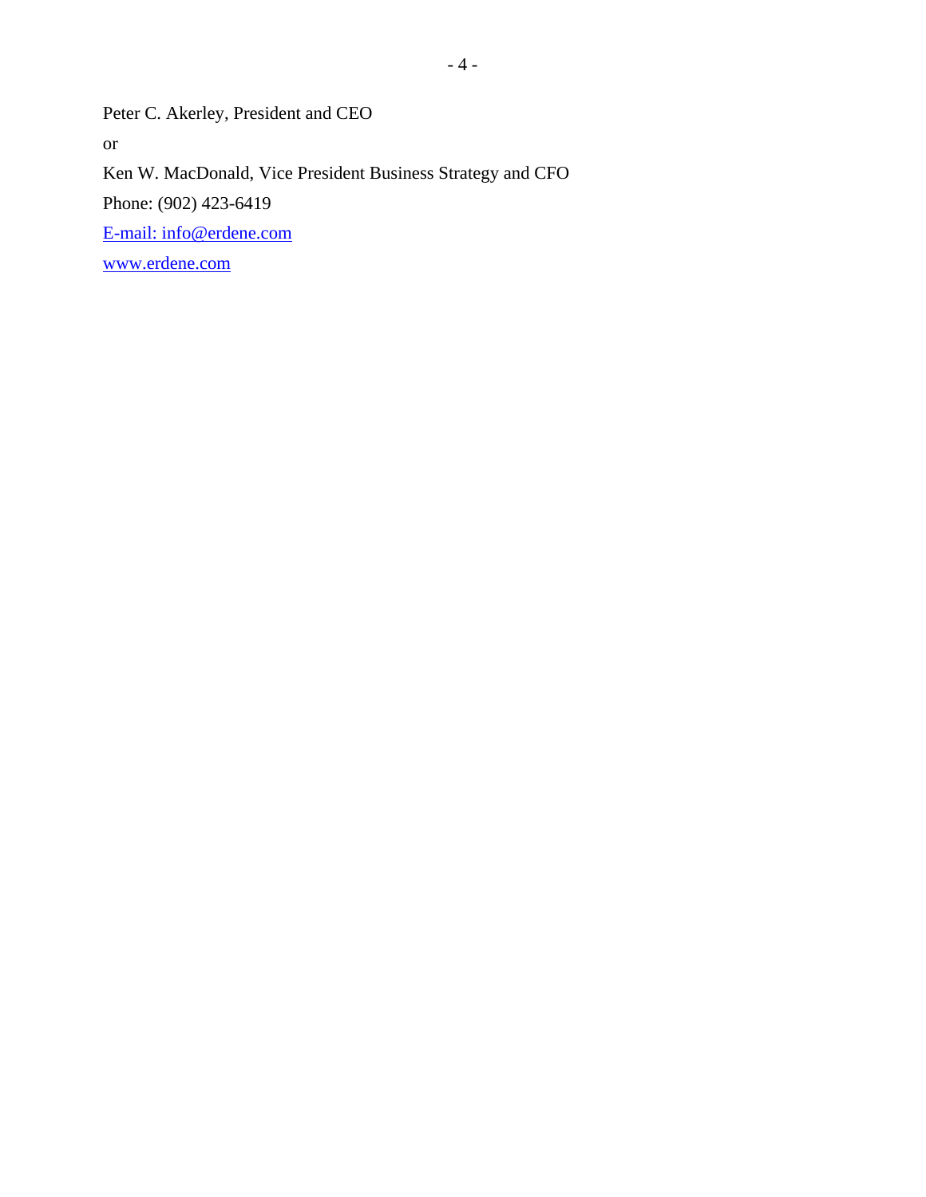Peter C. Akerley, President and CEO

or

Ken W. MacDonald, Vice President Business Strategy and CFO

Phone: (902) 423-6419

E-mail: info@erdene.com

www.erdene.com